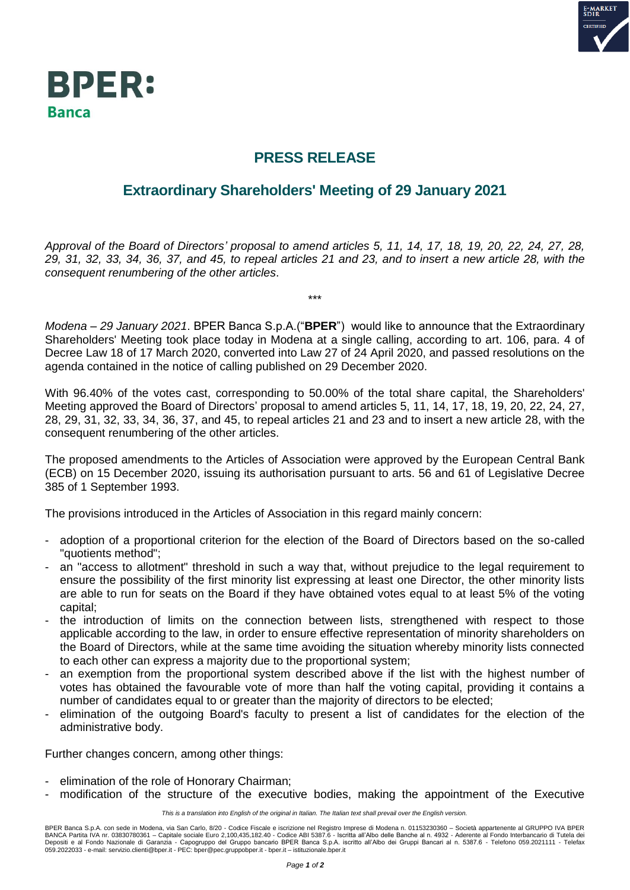# PRESS RELEASE

## Extraordinary Shareholders' Meeting of 29 January 2021

*Approval of the Board of Directors' proposal to amend articles 5, 11, 14, 17, 18, 19, 20, 22, 24, 27, 28, 29, 31, 32, 33, 34, 36, 37, and 45, to repeal articles 21 and 23, and to insert a new article 28, with the consequent renumbering of the other articles*.

\*\*\*

*Modena – 29 January 2021*. BPER Banca S.p.A.("**BPER**") would like to announce that the Extraordinary Shareholders' Meeting took place today in Modena at a single calling, according to art. 106, para. 4 of Decree Law 18 of 17 March 2020, converted into Law 27 of 24 April 2020, and passed resolutions on the agenda contained in the notice of calling published on 29 December 2020.

With 96.40% of the votes cast, corresponding to 50.00% of the total share capital, the Shareholders' Meeting approved the Board of Directors' proposal to amend articles 5, 11, 14, 17, 18, 19, 20, 22, 24, 27, 28, 29, 31, 32, 33, 34, 36, 37, and 45, to repeal articles 21 and 23 and to insert a new article 28, with the consequent renumbering of the other articles.

The proposed amendments to the Articles of Association were approved by the European Central Bank (ECB) on 15 December 2020, issuing its authorisation pursuant to arts. 56 and 61 of Legislative Decree 385 of 1 September 1993.

The provisions introduced in the Articles of Association in this regard mainly concern:

- adoption of a proportional criterion for the election of the Board of Directors based on the so-called "quotients method";
- an "access to allotment" threshold in such a way that, without prejudice to the legal requirement to ensure the possibility of the first minority list expressing at least one Director, the other minority lists are able to run for seats on the Board if they have obtained votes equal to at least 5% of the voting capital;
- the introduction of limits on the connection between lists, strengthened with respect to those applicable according to the law, in order to ensure effective representation of minority shareholders on the Board of Directors, while at the same time avoiding the situation whereby minority lists connected to each other can express a majority due to the proportional system;
- an exemption from the proportional system described above if the list with the highest number of votes has obtained the favourable vote of more than half the voting capital, providing it contains a number of candidates equal to or greater than the majority of directors to be elected;
- elimination of the outgoing Board's faculty to present a list of candidates for the election of the administrative body.

Further changes concern, among other things:

- elimination of the role of Honorary Chairman;
- modification of the structure of the executive bodies, making the appointment of the Executive

*This is a translation into English of the original in Italian. The Italian text shall prevail over the English version.*

BPER Banca S.p.A. con sede in Modena, via San Carlo, 8/20 - Codice Fiscale e iscrizione nel Registro Imprese di Modena n. 01153230360 – Società appartenente al GRUPPO IVA BPER BANCA Partita IVA nr. 03830780361 – Capitale sociale Euro 2,100,435,182.40 - Codice ABI 5387.6 - Iscritta all'Albo delle Banche al n. 4932 - Aderente al Fondo Interbancario di Tutela dei Depositi e al Fondo Nazionale di Garanzia - Capogruppo del Gruppo bancario BPER Banca S.p.A. iscritto all'Albo dei Gruppi Bancari al n. 5387.6 - Telefono 059.2021111 - Telefax 059.2022033 - e-mail: servizio.clienti@bper.it - PEC: bper@pec.gruppobper.it - bper.it – istituzionale.bper.it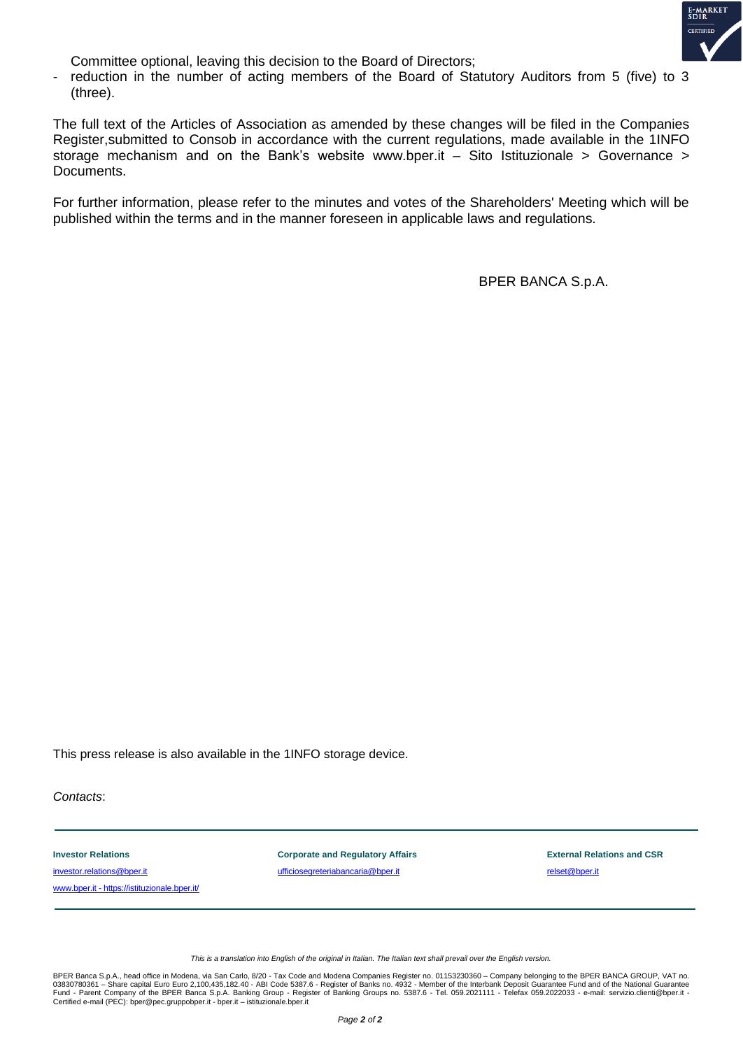Committee optional, leaving this decision to the Board of Directors;

- reduction in the number of acting members of the Board of Statutory Auditors from 5 (five) to 3 (three).

The full text of the Articles of Association as amended by these changes will be filed in the Companies Register,submitted to Consob in accordance with the current regulations, made available in the 1INFO storage mechanism and on the Bank's website www.bper.it – Sito Istituzionale > Governance > Documents.

For further information, please refer to the minutes and votes of the Shareholders' Meeting which will be published within the terms and in the manner foreseen in applicable laws and regulations.

BPER BANCA S.p.A.

This press release is also available in the 1INFO storage device.

*Contacts*:

| Investor Relations | Corporate and Regulatory Affairs | External Relations and CSR |
|---|---|---|
| investor.relations@bper.it | ufficiosegreteriabancaria@bper.it | relset@bper.it |
| www.bper.it - https://istituzionale.bper.it/ | | |

*This is a translation into English of the original in Italian. The Italian text shall prevail over the English version.*

BPER Banca S.p.A., head office in Modena, via San Carlo, 8/20 - Tax Code and Modena Companies Register no. 01153230360 – Company belonging to the BPER BANCA GROUP, VAT no. 03830780361 – Share capital Euro Euro 2,100,435,182.40 - ABI Code 5387.6 - Register of Banks no. 4932 - Member of the Interbank Deposit Guarantee Fund and of the National Guarantee Fund - Parent Company of the BPER Banca S.p.A. Banking Group - Register of Banking Groups no. 5387.6 - Tel. 059.2021111 - Telefax 059.2022033 - e-mail: servizio.clienti@bper.it - Certified e-mail (PEC): bper@pec.gruppobper.it - bper.it – istituzionale.bper.it